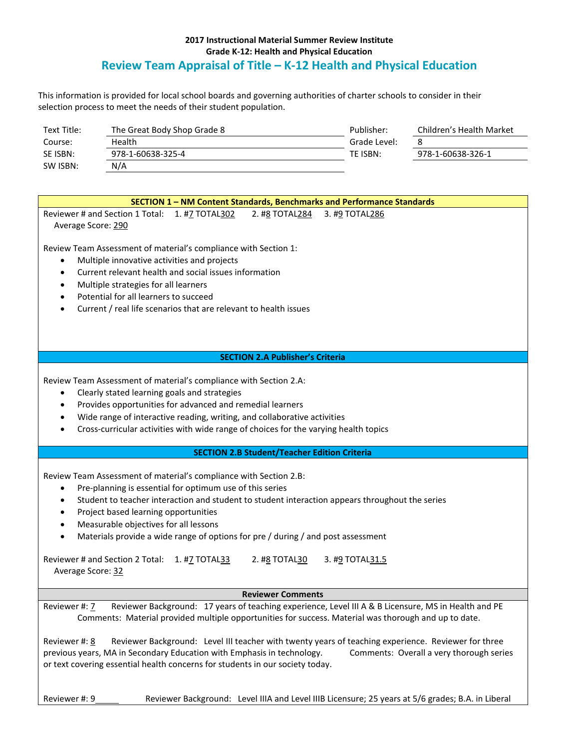**2017 Instructional Material Summer Review Institute**
**Grade K-12: Health and Physical Education**

# Review Team Appraisal of Title – K-12 Health and Physical Education

This information is provided for local school boards and governing authorities of charter schools to consider in their selection process to meet the needs of their student population.

| | | | |
|---|---|---|---|
| Text Title: | The Great Body Shop Grade 8 | Publisher: | Children's Health Market |
| Course: | Health | Grade Level: | 8 |
| SE ISBN: | 978-1-60638-325-4 | TE ISBN: | 978-1-60638-326-1 |
| SW ISBN: | N/A | | |

## SECTION 1 – NM Content Standards, Benchmarks and Performance Standards

Reviewer # and Section 1 Total: 1. #7 TOTAL 302 2. #8 TOTAL 284 3. #9 TOTAL 286
Average Score: 290

Review Team Assessment of material's compliance with Section 1:

- Multiple innovative activities and projects
- Current relevant health and social issues information
- Multiple strategies for all learners
- Potential for all learners to succeed
- Current / real life scenarios that are relevant to health issues

## SECTION 2.A Publisher's Criteria

Review Team Assessment of material's compliance with Section 2.A:

- Clearly stated learning goals and strategies
- Provides opportunities for advanced and remedial learners
- Wide range of interactive reading, writing, and collaborative activities
- Cross-curricular activities with wide range of choices for the varying health topics

## SECTION 2.B Student/Teacher Edition Criteria

Review Team Assessment of material's compliance with Section 2.B:

- Pre-planning is essential for optimum use of this series
- Student to teacher interaction and student to student interaction appears throughout the series
- Project based learning opportunities
- Measurable objectives for all lessons
- Materials provide a wide range of options for pre / during / and post assessment

Reviewer # and Section 2 Total: 1. #7 TOTAL 33 2. #8 TOTAL 30 3. #9 TOTAL 31.5
Average Score: 32

## Reviewer Comments

Reviewer #: 7 Reviewer Background: 17 years of teaching experience, Level III A & B Licensure, MS in Health and PE
Comments: Material provided multiple opportunities for success. Material was thorough and up to date.

Reviewer #: 8 Reviewer Background: Level III teacher with twenty years of teaching experience. Reviewer for three previous years, MA in Secondary Education with Emphasis in technology. Comments: Overall a very thorough series or text covering essential health concerns for students in our society today.

Reviewer #: 9 Reviewer Background: Level IIIA and Level IIIB Licensure; 25 years at 5/6 grades; B.A. in Liberal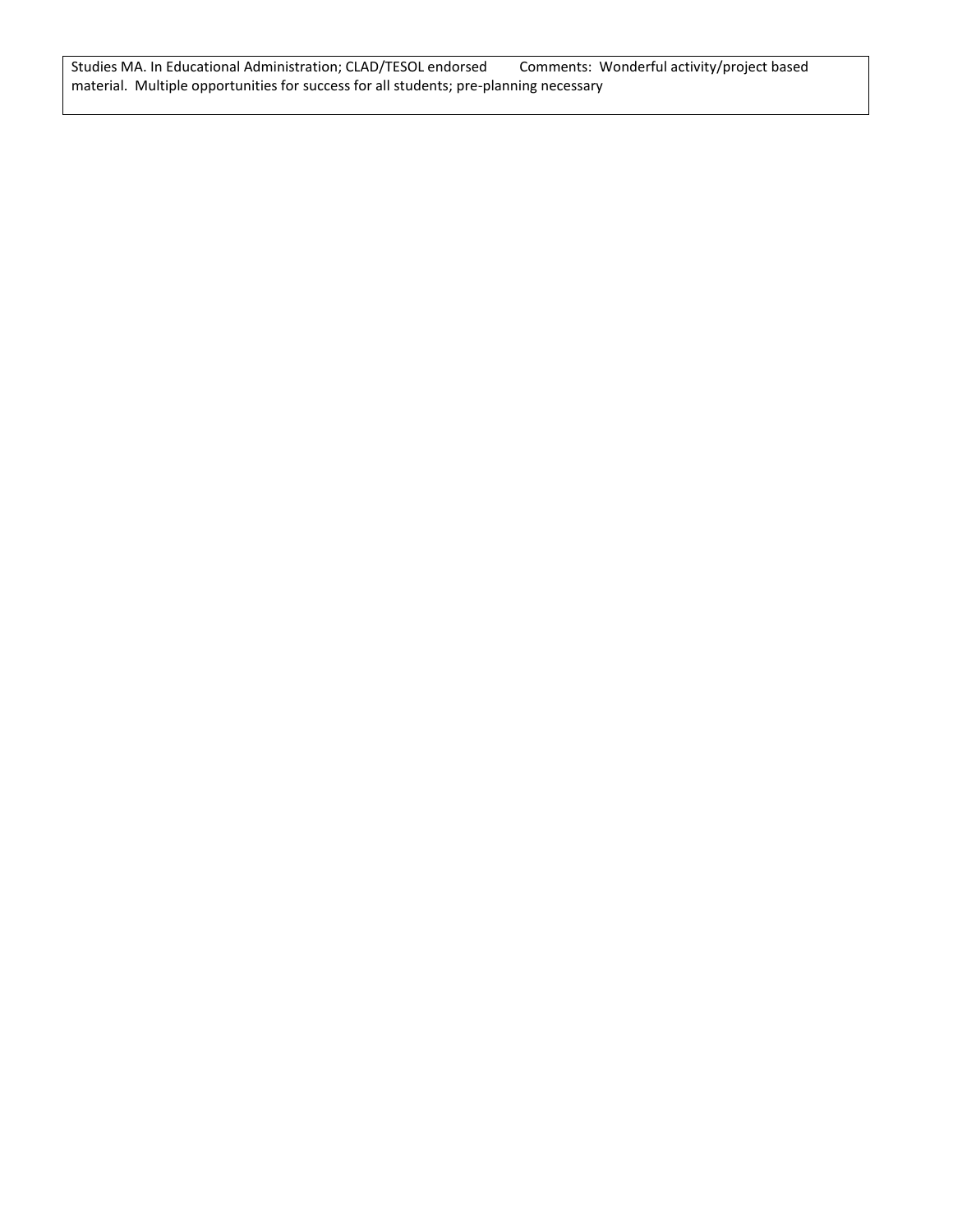Studies MA. In Educational Administration; CLAD/TESOL endorsed Comments: Wonderful activity/project based material. Multiple opportunities for success for all students; pre-planning necessary